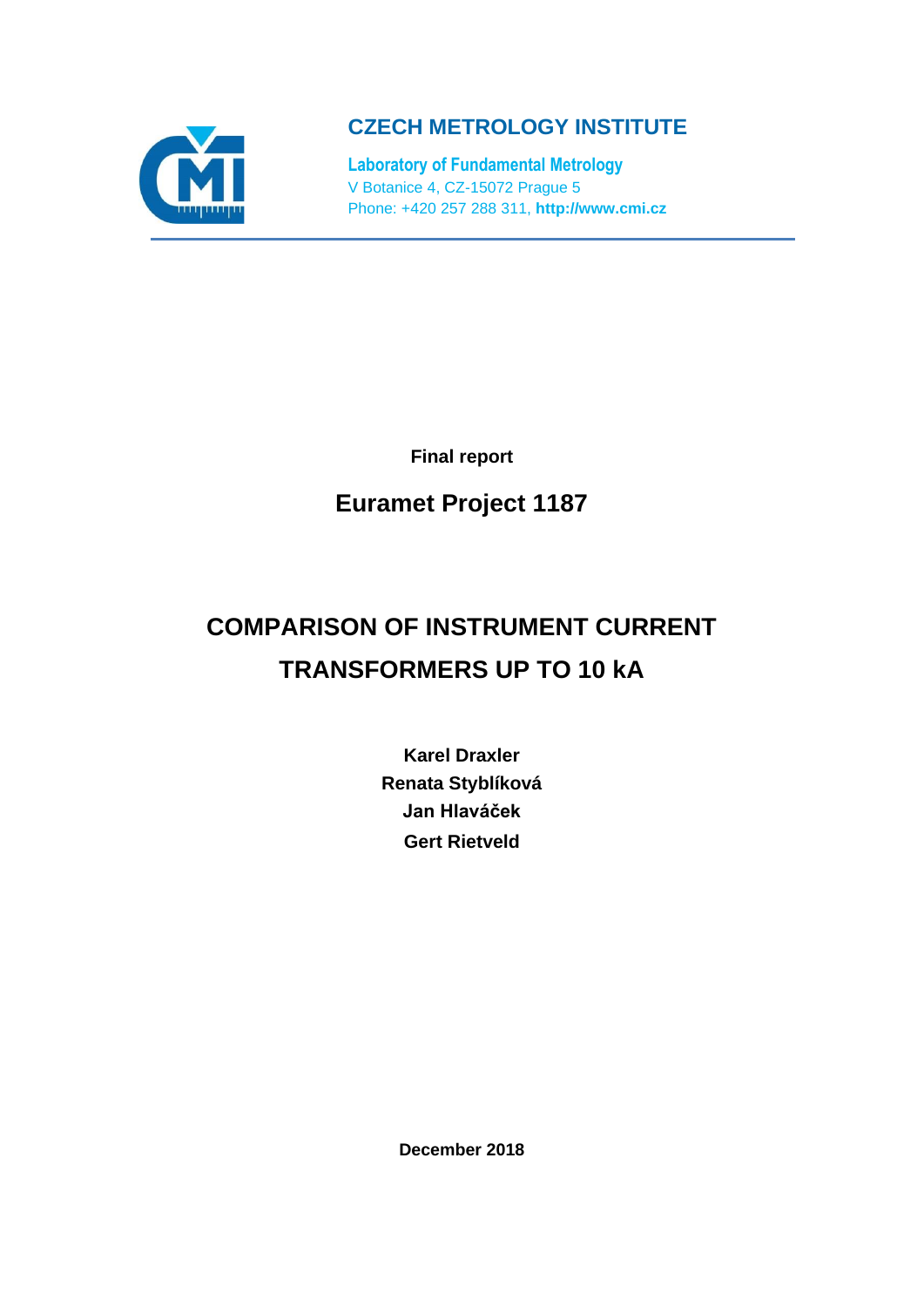**CZECH METROLOGY INSTITUTE**

**Laboratory of Fundamental Metrology**
V Botanice 4, CZ-15072 Prague 5
Phone: +420 257 288 311, **http://www.cmi.cz**

**Final report**

## Euramet Project 1187

# COMPARISON OF INSTRUMENT CURRENT TRANSFORMERS UP TO 10 kA

**Karel Draxler**
**Renata Styblíková**
**Jan Hlaváček**
**Gert Rietveld**

**December 2018**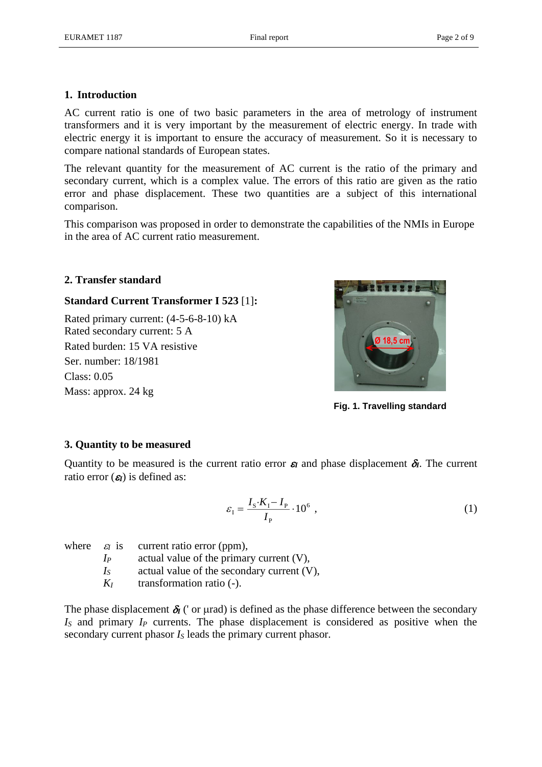## 1. Introduction

AC current ratio is one of two basic parameters in the area of metrology of instrument transformers and it is very important by the measurement of electric energy. In trade with electric energy it is important to ensure the accuracy of measurement. So it is necessary to compare national standards of European states.

The relevant quantity for the measurement of AC current is the ratio of the primary and secondary current, which is a complex value. The errors of this ratio are given as the ratio error and phase displacement. These two quantities are a subject of this international comparison.

This comparison was proposed in order to demonstrate the capabilities of the NMIs in Europe in the area of AC current ratio measurement.

## 2. Transfer standard

**Standard Current Transformer I 523** [1]**:**

Rated primary current: (4-5-6-8-10) kA
Rated secondary current: 5 A
Rated burden: 15 VA resistive
Ser. number: 18/1981
Class: 0.05
Mass: approx. 24 kg

**Fig. 1. Travelling standard**

## 3. Quantity to be measured

Quantity to be measured is the current ratio error $\varepsilon_I$ and phase displacement $\delta_I$. The current ratio error ($\varepsilon_I$) is defined as:

$$\varepsilon_{\mathrm{I}} = \frac{I_{\mathrm{S}} \cdot K_{\mathrm{I}} - I_{\mathrm{P}}}{I_{\mathrm{P}}} \cdot 10^{6} \ , \tag{1}$$

where
- $\varepsilon_I$ is current ratio error (ppm),
- $I_P$ actual value of the primary current (V),
- $I_S$ actual value of the secondary current (V),
- $K_I$ transformation ratio (-).

The phase displacement $\delta_I$ (' or µrad) is defined as the phase difference between the secondary $I_S$ and primary $I_P$ currents. The phase displacement is considered as positive when the secondary current phasor $I_S$ leads the primary current phasor.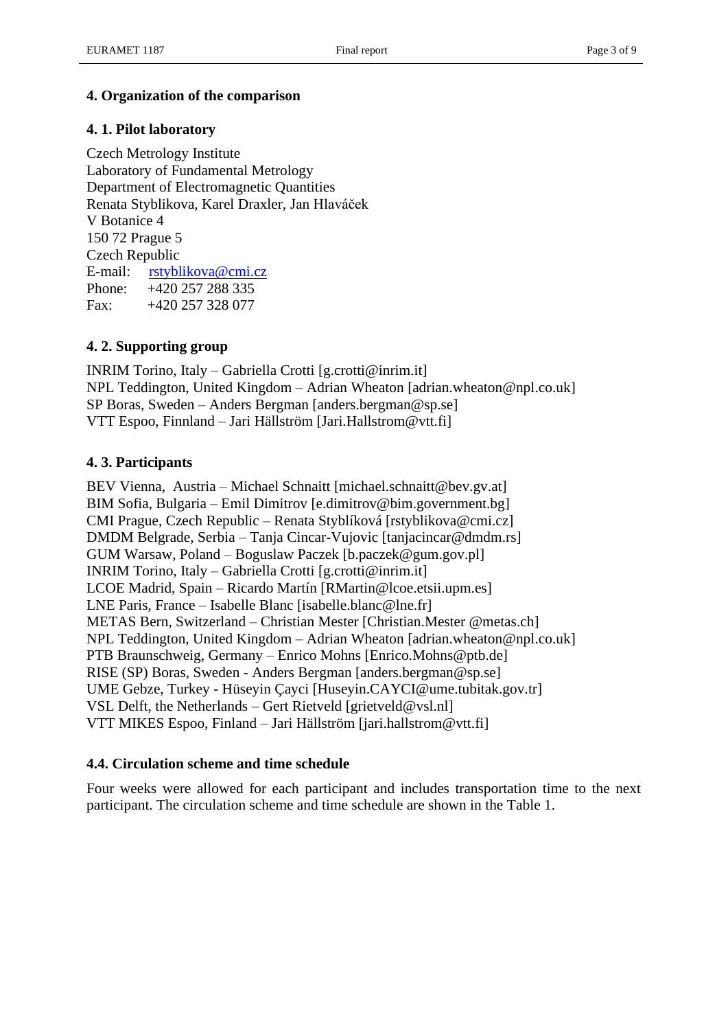## 4. Organization of the comparison

### 4. 1. Pilot laboratory

Czech Metrology Institute
Laboratory of Fundamental Metrology
Department of Electromagnetic Quantities
Renata Styblikova, Karel Draxler, Jan Hlaváček
V Botanice 4
150 72 Prague 5
Czech Republic
E-mail: rstyblikova@cmi.cz
Phone: +420 257 288 335
Fax: +420 257 328 077

### 4. 2. Supporting group

INRIM Torino, Italy – Gabriella Crotti [g.crotti@inrim.it]
NPL Teddington, United Kingdom – Adrian Wheaton [adrian.wheaton@npl.co.uk]
SP Boras, Sweden – Anders Bergman [anders.bergman@sp.se]
VTT Espoo, Finnland – Jari Hällström [Jari.Hallstrom@vtt.fi]

### 4. 3. Participants

BEV Vienna, Austria – Michael Schnaitt [michael.schnaitt@bev.gv.at]
BIM Sofia, Bulgaria – Emil Dimitrov [e.dimitrov@bim.government.bg]
CMI Prague, Czech Republic – Renata Styblíková [rstyblikova@cmi.cz]
DMDM Belgrade, Serbia – Tanja Cincar-Vujovic [tanjacincar@dmdm.rs]
GUM Warsaw, Poland – Boguslaw Paczek [b.paczek@gum.gov.pl]
INRIM Torino, Italy – Gabriella Crotti [g.crotti@inrim.it]
LCOE Madrid, Spain – Ricardo Martín [RMartin@lcoe.etsii.upm.es]
LNE Paris, France – Isabelle Blanc [isabelle.blanc@lne.fr]
METAS Bern, Switzerland – Christian Mester [Christian.Mester @metas.ch]
NPL Teddington, United Kingdom – Adrian Wheaton [adrian.wheaton@npl.co.uk]
PTB Braunschweig, Germany – Enrico Mohns [Enrico.Mohns@ptb.de]
RISE (SP) Boras, Sweden - Anders Bergman [anders.bergman@sp.se]
UME Gebze, Turkey - Hüseyin Çayci [Huseyin.CAYCI@ume.tubitak.gov.tr]
VSL Delft, the Netherlands – Gert Rietveld [grietveld@vsl.nl]
VTT MIKES Espoo, Finland – Jari Hällström [jari.hallstrom@vtt.fi]

### 4.4. Circulation scheme and time schedule

Four weeks were allowed for each participant and includes transportation time to the next participant. The circulation scheme and time schedule are shown in the Table 1.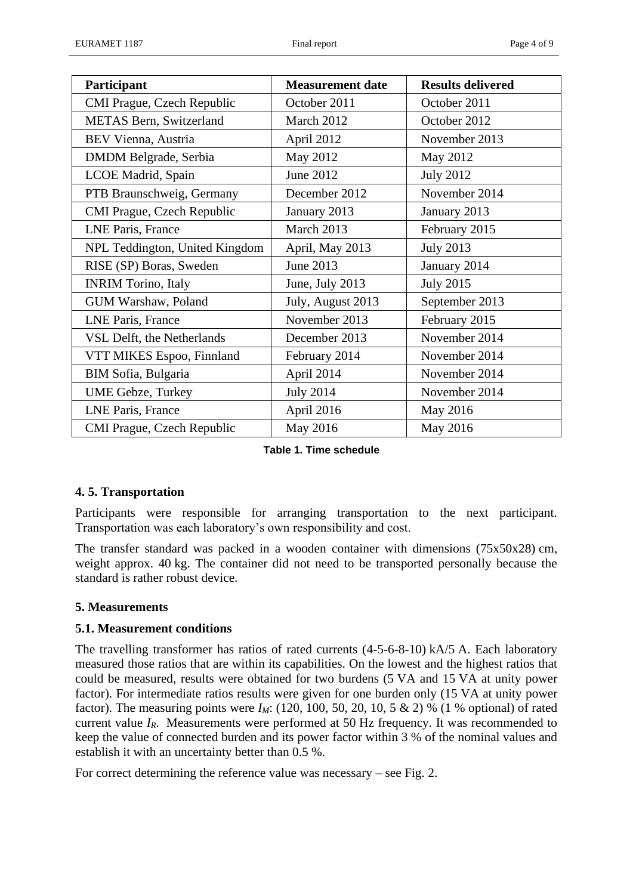| Participant | Measurement date | Results delivered |
|---|---|---|
| CMI Prague, Czech Republic | October 2011 | October 2011 |
| METAS Bern, Switzerland | March 2012 | October 2012 |
| BEV Vienna, Austria | April 2012 | November 2013 |
| DMDM Belgrade, Serbia | May 2012 | May 2012 |
| LCOE Madrid, Spain | June 2012 | July 2012 |
| PTB Braunschweig, Germany | December 2012 | November 2014 |
| CMI Prague, Czech Republic | January 2013 | January 2013 |
| LNE Paris, France | March 2013 | February 2015 |
| NPL Teddington, United Kingdom | April, May 2013 | July 2013 |
| RISE (SP) Boras, Sweden | June 2013 | January 2014 |
| INRIM Torino, Italy | June, July 2013 | July 2015 |
| GUM Warshaw, Poland | July, August 2013 | September 2013 |
| LNE Paris, France | November 2013 | February 2015 |
| VSL Delft, the Netherlands | December 2013 | November 2014 |
| VTT MIKES Espoo, Finnland | February 2014 | November 2014 |
| BIM Sofia, Bulgaria | April 2014 | November 2014 |
| UME Gebze, Turkey | July 2014 | November 2014 |
| LNE Paris, France | April 2016 | May 2016 |
| CMI Prague, Czech Republic | May 2016 | May 2016 |

**Table 1. Time schedule**

### 4. 5. Transportation

Participants were responsible for arranging transportation to the next participant. Transportation was each laboratory's own responsibility and cost.

The transfer standard was packed in a wooden container with dimensions (75x50x28) cm, weight approx. 40 kg. The container did not need to be transported personally because the standard is rather robust device.

## 5. Measurements

### 5.1. Measurement conditions

The travelling transformer has ratios of rated currents (4-5-6-8-10) kA/5 A. Each laboratory measured those ratios that are within its capabilities. On the lowest and the highest ratios that could be measured, results were obtained for two burdens (5 VA and 15 VA at unity power factor). For intermediate ratios results were given for one burden only (15 VA at unity power factor). The measuring points were $I_M$: (120, 100, 50, 20, 10, 5 & 2) % (1 % optional) of rated current value $I_R$. Measurements were performed at 50 Hz frequency. It was recommended to keep the value of connected burden and its power factor within 3 % of the nominal values and establish it with an uncertainty better than 0.5 %.

For correct determining the reference value was necessary – see Fig. 2.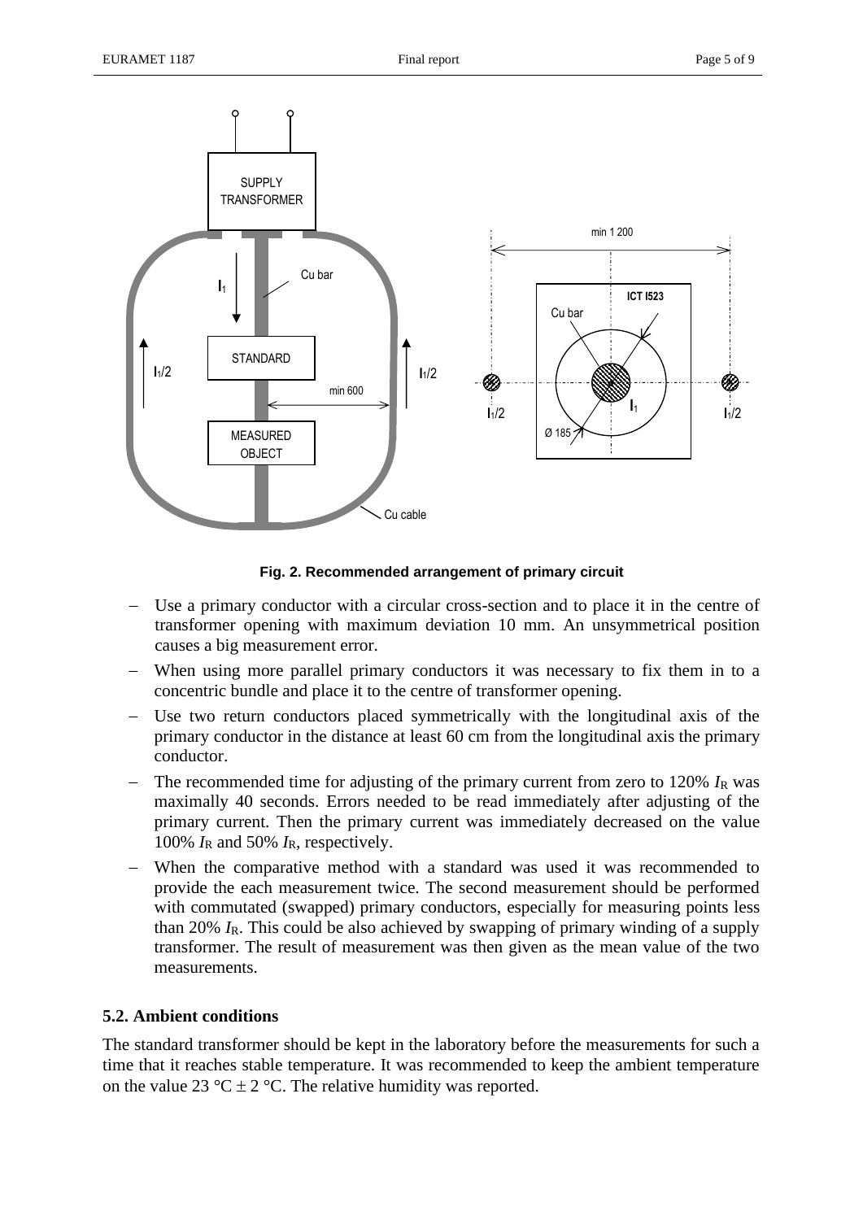**Fig. 2. Recommended arrangement of primary circuit**

- Use a primary conductor with a circular cross-section and to place it in the centre of transformer opening with maximum deviation 10 mm. An unsymmetrical position causes a big measurement error.
- When using more parallel primary conductors it was necessary to fix them in to a concentric bundle and place it to the centre of transformer opening.
- Use two return conductors placed symmetrically with the longitudinal axis of the primary conductor in the distance at least 60 cm from the longitudinal axis the primary conductor.
- The recommended time for adjusting of the primary current from zero to 120% $I_R$ was maximally 40 seconds. Errors needed to be read immediately after adjusting of the primary current. Then the primary current was immediately decreased on the value 100% $I_R$ and 50% $I_R$, respectively.
- When the comparative method with a standard was used it was recommended to provide the each measurement twice. The second measurement should be performed with commutated (swapped) primary conductors, especially for measuring points less than 20% $I_R$. This could be also achieved by swapping of primary winding of a supply transformer. The result of measurement was then given as the mean value of the two measurements.

## 5.2. Ambient conditions

The standard transformer should be kept in the laboratory before the measurements for such a time that it reaches stable temperature. It was recommended to keep the ambient temperature on the value 23 °C ± 2 °C. The relative humidity was reported.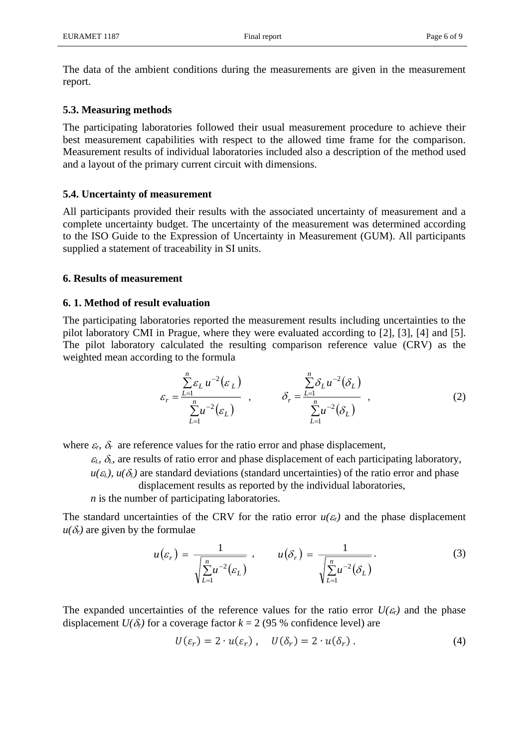The data of the ambient conditions during the measurements are given in the measurement report.

### 5.3. Measuring methods

The participating laboratories followed their usual measurement procedure to achieve their best measurement capabilities with respect to the allowed time frame for the comparison. Measurement results of individual laboratories included also a description of the method used and a layout of the primary current circuit with dimensions.

### 5.4. Uncertainty of measurement

All participants provided their results with the associated uncertainty of measurement and a complete uncertainty budget. The uncertainty of the measurement was determined according to the ISO Guide to the Expression of Uncertainty in Measurement (GUM). All participants supplied a statement of traceability in SI units.

## 6. Results of measurement

### 6. 1. Method of result evaluation

The participating laboratories reported the measurement results including uncertainties to the pilot laboratory CMI in Prague, where they were evaluated according to [2], [3], [4] and [5]. The pilot laboratory calculated the resulting comparison reference value (CRV) as the weighted mean according to the formula

$$\varepsilon_r = \frac{\sum_{L=1}^{n} \varepsilon_L \, u^{-2}(\varepsilon_L)}{\sum_{L=1}^{n} u^{-2}(\varepsilon_L)} \quad , \qquad \delta_r = \frac{\sum_{L=1}^{n} \delta_L \, u^{-2}(\delta_L)}{\sum_{L=1}^{n} u^{-2}(\delta_L)} \quad , \tag{2}$$

where $\varepsilon_r$, $\delta_r$ are reference values for the ratio error and phase displacement,

$\varepsilon_L$, $\delta_L$, are results of ratio error and phase displacement of each participating laboratory,

$u(\varepsilon_L)$, $u(\delta_L)$ are standard deviations (standard uncertainties) of the ratio error and phase displacement results as reported by the individual laboratories,

$n$ is the number of participating laboratories.

The standard uncertainties of the CRV for the ratio error $u(\varepsilon_r)$ and the phase displacement $u(\delta_r)$ are given by the formulae

$$u(\varepsilon_r) = \frac{1}{\sqrt{\sum_{L=1}^{n} u^{-2}(\varepsilon_L)}} \quad , \qquad u(\delta_r) = \frac{1}{\sqrt{\sum_{L=1}^{n} u^{-2}(\delta_L)}} \, . \tag{3}$$

The expanded uncertainties of the reference values for the ratio error $U(\varepsilon_r)$ and the phase displacement $U(\delta_r)$ for a coverage factor $k = 2$ (95 % confidence level) are

$$U(\varepsilon_r) = 2 \cdot u(\varepsilon_r) \, , \quad U(\delta_r) = 2 \cdot u(\delta_r) \, . \tag{4}$$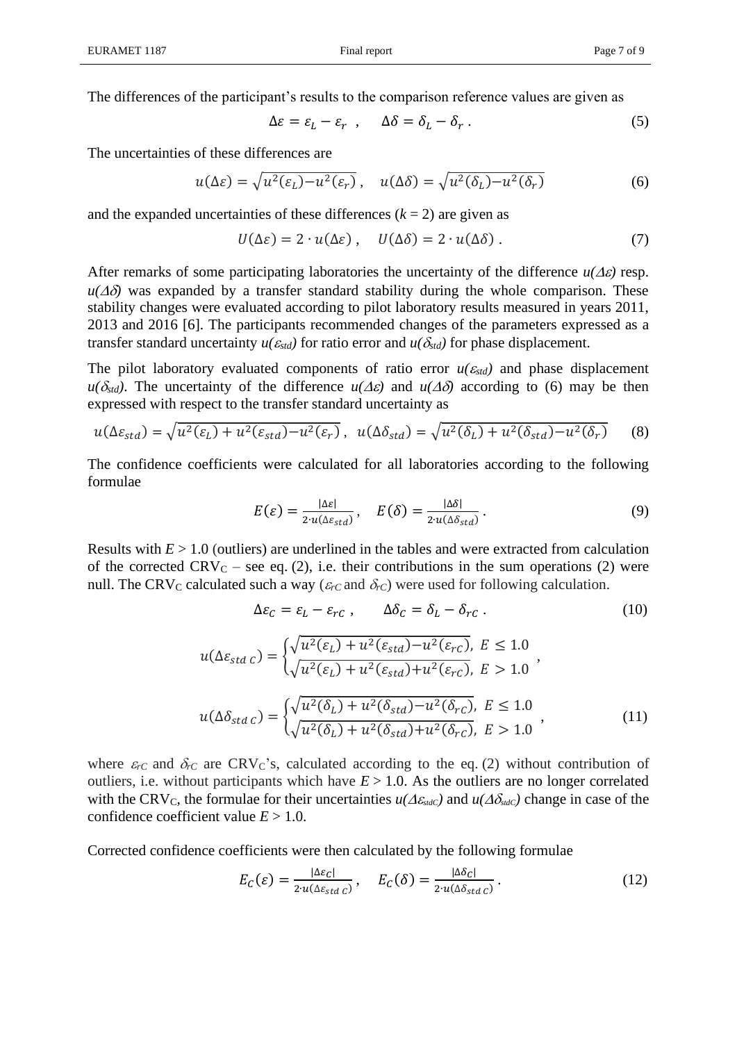The differences of the participant's results to the comparison reference values are given as

$$\Delta\varepsilon = \varepsilon_L - \varepsilon_r \ , \qquad \Delta\delta = \delta_L - \delta_r \ . \tag{5}$$

The uncertainties of these differences are

$$u(\Delta\varepsilon) = \sqrt{u^2(\varepsilon_L) - u^2(\varepsilon_r)} \ , \quad u(\Delta\delta) = \sqrt{u^2(\delta_L) - u^2(\delta_r)} \tag{6}$$

and the expanded uncertainties of these differences ($k = 2$) are given as

$$U(\Delta\varepsilon) = 2 \cdot u(\Delta\varepsilon) \ , \quad U(\Delta\delta) = 2 \cdot u(\Delta\delta) \ . \tag{7}$$

After remarks of some participating laboratories the uncertainty of the difference $u(\Delta\varepsilon)$ resp. $u(\Delta\delta)$ was expanded by a transfer standard stability during the whole comparison. These stability changes were evaluated according to pilot laboratory results measured in years 2011, 2013 and 2016 [6]. The participants recommended changes of the parameters expressed as a transfer standard uncertainty $u(\varepsilon_{std})$ for ratio error and $u(\delta_{std})$ for phase displacement.

The pilot laboratory evaluated components of ratio error $u(\varepsilon_{std})$ and phase displacement $u(\delta_{std})$. The uncertainty of the difference $u(\Delta\varepsilon)$ and $u(\Delta\delta)$ according to (6) may be then expressed with respect to the transfer standard uncertainty as

$$u(\Delta\varepsilon_{std}) = \sqrt{u^2(\varepsilon_L) + u^2(\varepsilon_{std}) - u^2(\varepsilon_r)} \ , \ \ u(\Delta\delta_{std}) = \sqrt{u^2(\delta_L) + u^2(\delta_{std}) - u^2(\delta_r)} \tag{8}$$

The confidence coefficients were calculated for all laboratories according to the following formulae

$$E(\varepsilon) = \frac{|\Delta\varepsilon|}{2 \cdot u(\Delta\varepsilon_{std})} \ , \quad E(\delta) = \frac{|\Delta\delta|}{2 \cdot u(\Delta\delta_{std})} \ . \tag{9}$$

Results with $E > 1.0$ (outliers) are underlined in the tables and were extracted from calculation of the corrected $CRV_C$ – see eq. (2), i.e. their contributions in the sum operations (2) were null. The $CRV_C$ calculated such a way ($\varepsilon_{rC}$ and $\delta_{rC}$) were used for following calculation.

$$\Delta\varepsilon_C = \varepsilon_L - \varepsilon_{rC} \ , \qquad \Delta\delta_C = \delta_L - \delta_{rC} \ . \tag{10}$$

$$u(\Delta\varepsilon_{std\ C}) = \begin{cases} \sqrt{u^2(\varepsilon_L) + u^2(\varepsilon_{std}) - u^2(\varepsilon_{rC})}, \ E \leq 1.0 \\ \sqrt{u^2(\varepsilon_L) + u^2(\varepsilon_{std}) + u^2(\varepsilon_{rC})}, \ E > 1.0 \end{cases} ,$$

$$u(\Delta\delta_{std\ C}) = \begin{cases} \sqrt{u^2(\delta_L) + u^2(\delta_{std}) - u^2(\delta_{rC})}, \ E \leq 1.0 \\ \sqrt{u^2(\delta_L) + u^2(\delta_{std}) + u^2(\delta_{rC})}, \ E > 1.0 \end{cases} , \tag{11}$$

where $\varepsilon_{rC}$ and $\delta_{rC}$ are $CRV_C$'s, calculated according to the eq. (2) without contribution of outliers, i.e. without participants which have $E > 1.0$. As the outliers are no longer correlated with the $CRV_C$, the formulae for their uncertainties $u(\Delta\varepsilon_{stdC})$ and $u(\Delta\delta_{stdC})$ change in case of the confidence coefficient value $E > 1.0$.

Corrected confidence coefficients were then calculated by the following formulae

$$E_C(\varepsilon) = \frac{|\Delta\varepsilon_C|}{2 \cdot u(\Delta\varepsilon_{std\ C})} \ , \quad E_C(\delta) = \frac{|\Delta\delta_C|}{2 \cdot u(\Delta\delta_{std\ C})} \ . \tag{12}$$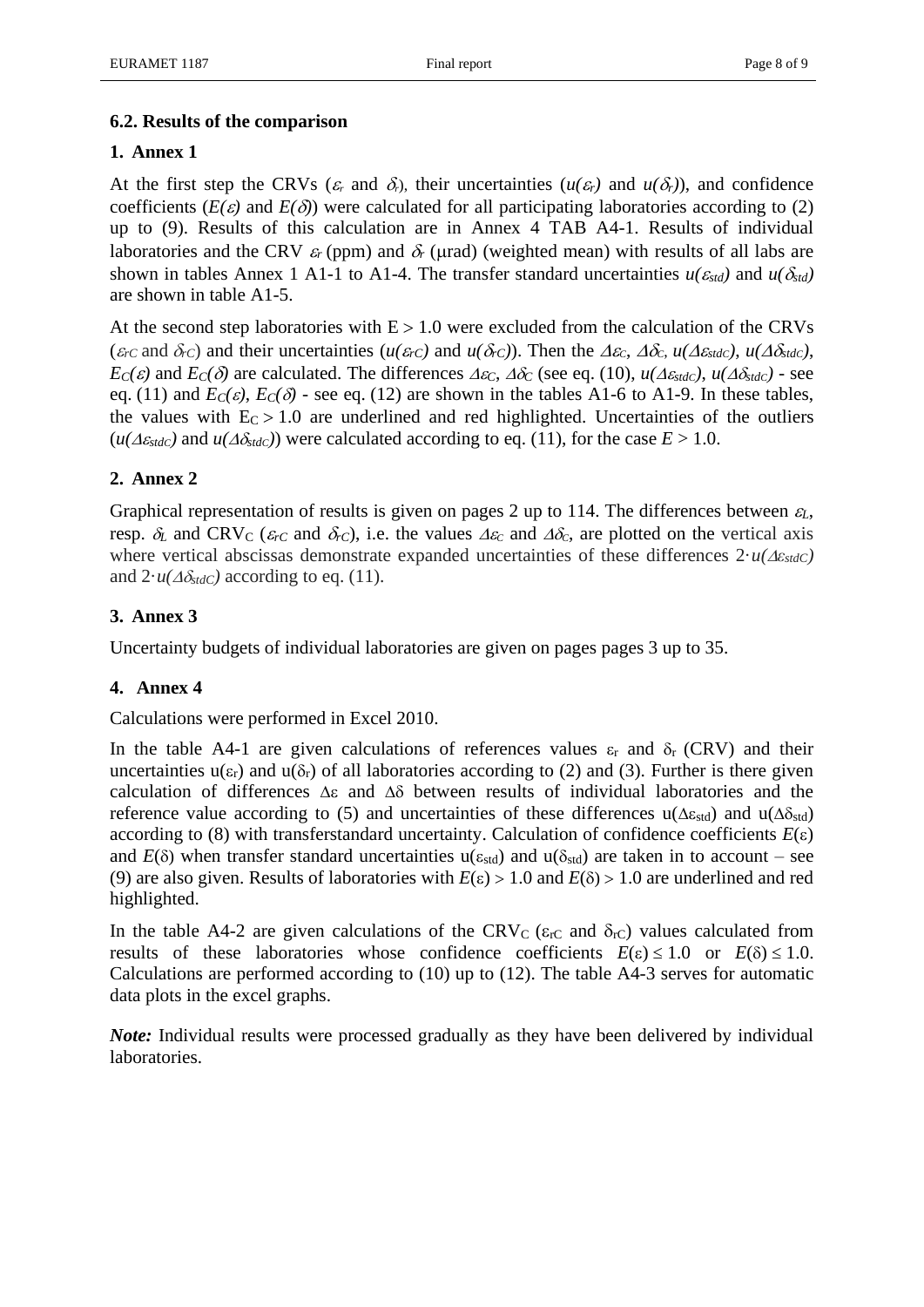### 6.2. Results of the comparison

#### 1. Annex 1

At the first step the CRVs ($\varepsilon_r$ and $\delta_r$), their uncertainties ($u(\varepsilon_r)$ and $u(\delta_r)$), and confidence coefficients ($E(\varepsilon)$ and $E(\delta)$) were calculated for all participating laboratories according to (2) up to (9). Results of this calculation are in Annex 4 TAB A4-1. Results of individual laboratories and the CRV $\varepsilon_r$ (ppm) and $\delta_r$ (μrad) (weighted mean) with results of all labs are shown in tables Annex 1 A1-1 to A1-4. The transfer standard uncertainties $u(\varepsilon_{std})$ and $u(\delta_{std})$ are shown in table A1-5.

At the second step laboratories with $E > 1.0$ were excluded from the calculation of the CRVs ($\varepsilon_{rC}$ and $\delta_{rC}$) and their uncertainties ($u(\varepsilon_{rC})$ and $u(\delta_{rC})$). Then the $\Delta\varepsilon_C$, $\Delta\delta_C$, $u(\Delta\varepsilon_{stdC})$, $u(\Delta\delta_{stdC})$, $E_C(\varepsilon)$ and $E_C(\delta)$ are calculated. The differences $\Delta\varepsilon_C$, $\Delta\delta_C$ (see eq. (10), $u(\Delta\varepsilon_{stdC})$, $u(\Delta\delta_{stdC})$ - see eq. (11) and $E_C(\varepsilon)$, $E_C(\delta)$ - see eq. (12) are shown in the tables A1-6 to A1-9. In these tables, the values with $E_C > 1.0$ are underlined and red highlighted. Uncertainties of the outliers ($u(\Delta\varepsilon_{stdC})$ and $u(\Delta\delta_{stdC})$) were calculated according to eq. (11), for the case $E > 1.0$.

#### 2. Annex 2

Graphical representation of results is given on pages 2 up to 114. The differences between $\varepsilon_L$, resp. $\delta_L$ and CRV$_C$ ($\varepsilon_{rC}$ and $\delta_{rC}$), i.e. the values $\Delta\varepsilon_C$ and $\Delta\delta_C$, are plotted on the vertical axis where vertical abscissas demonstrate expanded uncertainties of these differences $2\cdot u(\Delta\varepsilon_{stdC})$ and $2\cdot u(\Delta\delta_{stdC})$ according to eq. (11).

#### 3. Annex 3

Uncertainty budgets of individual laboratories are given on pages pages 3 up to 35.

#### 4. Annex 4

Calculations were performed in Excel 2010.

In the table A4-1 are given calculations of references values $\varepsilon_r$ and $\delta_r$ (CRV) and their uncertainties $u(\varepsilon_r)$ and $u(\delta_r)$ of all laboratories according to (2) and (3). Further is there given calculation of differences $\Delta\varepsilon$ and $\Delta\delta$ between results of individual laboratories and the reference value according to (5) and uncertainties of these differences $u(\Delta\varepsilon_{std})$ and $u(\Delta\delta_{std})$ according to (8) with transferstandard uncertainty. Calculation of confidence coefficients $E(\varepsilon)$ and $E(\delta)$ when transfer standard uncertainties $u(\varepsilon_{std})$ and $u(\delta_{std})$ are taken in to account – see (9) are also given. Results of laboratories with $E(\varepsilon) > 1.0$ and $E(\delta) > 1.0$ are underlined and red highlighted.

In the table A4-2 are given calculations of the CRV$_C$ ($\varepsilon_{rC}$ and $\delta_{rC}$) values calculated from results of these laboratories whose confidence coefficients $E(\varepsilon) \leq 1.0$ or $E(\delta) \leq 1.0$. Calculations are performed according to (10) up to (12). The table A4-3 serves for automatic data plots in the excel graphs.

***Note:*** Individual results were processed gradually as they have been delivered by individual laboratories.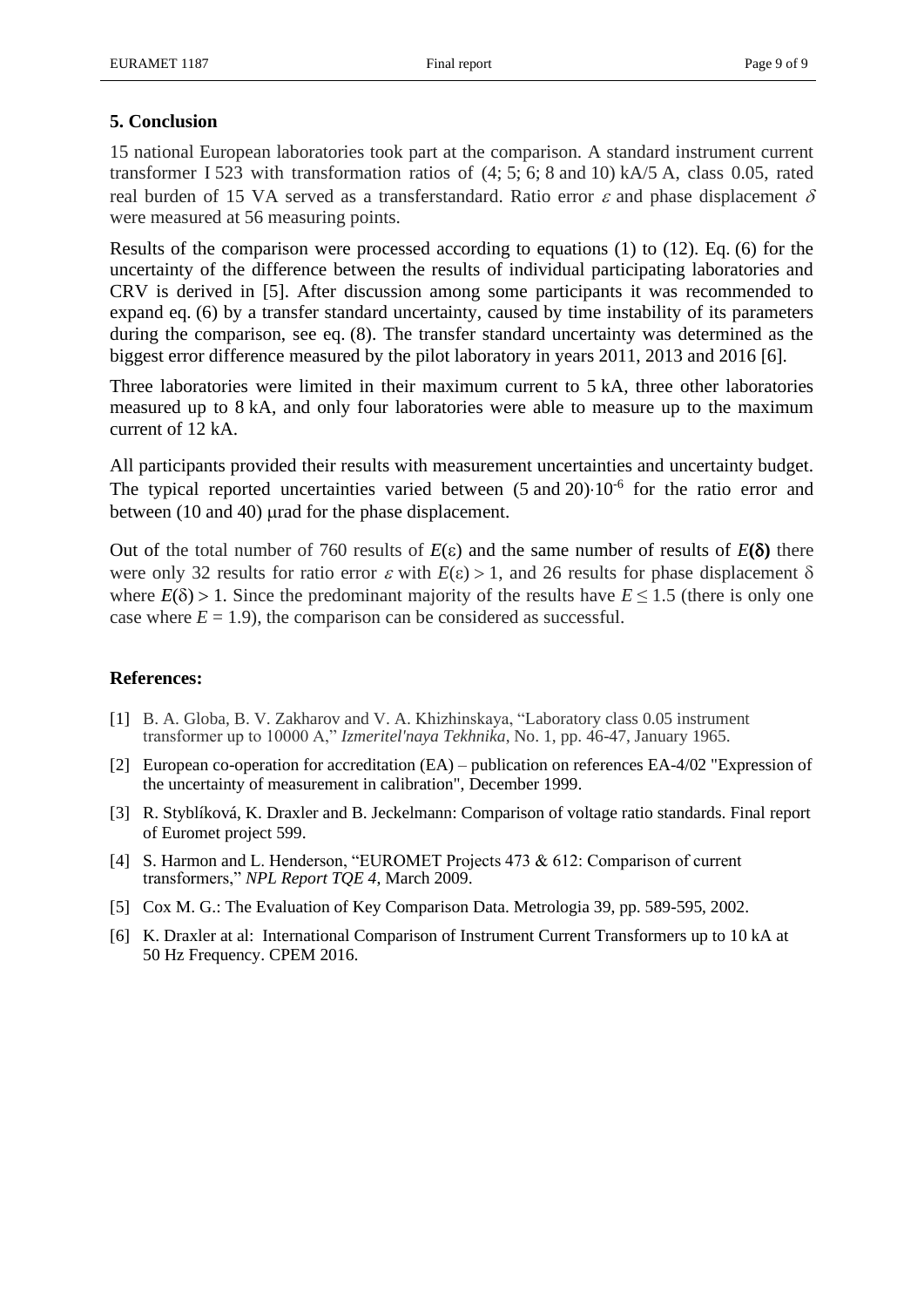## 5. Conclusion

15 national European laboratories took part at the comparison. A standard instrument current transformer I 523 with transformation ratios of (4; 5; 6; 8 and 10) kA/5 A, class 0.05, rated real burden of 15 VA served as a transferstandard. Ratio error $\varepsilon$ and phase displacement $\delta$ were measured at 56 measuring points.

Results of the comparison were processed according to equations (1) to (12). Eq. (6) for the uncertainty of the difference between the results of individual participating laboratories and CRV is derived in [5]. After discussion among some participants it was recommended to expand eq. (6) by a transfer standard uncertainty, caused by time instability of its parameters during the comparison, see eq. (8). The transfer standard uncertainty was determined as the biggest error difference measured by the pilot laboratory in years 2011, 2013 and 2016 [6].

Three laboratories were limited in their maximum current to 5 kA, three other laboratories measured up to 8 kA, and only four laboratories were able to measure up to the maximum current of 12 kA.

All participants provided their results with measurement uncertainties and uncertainty budget. The typical reported uncertainties varied between $(5 \text{ and } 20)\cdot 10^{-6}$ for the ratio error and between (10 and 40) μrad for the phase displacement.

Out of the total number of 760 results of $E(\varepsilon)$ and the same number of results of $E(\delta)$ there were only 32 results for ratio error $\varepsilon$ with $E(\varepsilon) > 1$, and 26 results for phase displacement $\delta$ where $E(\delta) > 1$. Since the predominant majority of the results have $E \leq 1.5$ (there is only one case where $E = 1.9$), the comparison can be considered as successful.

## References:

[1] B. A. Globa, B. V. Zakharov and V. A. Khizhinskaya, "Laboratory class 0.05 instrument transformer up to 10000 A," *Izmeritel'naya Tekhnika*, No. 1, pp. 46-47, January 1965.

[2] European co-operation for accreditation (EA) – publication on references EA-4/02 "Expression of the uncertainty of measurement in calibration", December 1999.

[3] R. Styblíková, K. Draxler and B. Jeckelmann: Comparison of voltage ratio standards. Final report of Euromet project 599.

[4] S. Harmon and L. Henderson, "EUROMET Projects 473 & 612: Comparison of current transformers," *NPL Report TQE 4*, March 2009.

[5] Cox M. G.: The Evaluation of Key Comparison Data. Metrologia 39, pp. 589-595, 2002.

[6] K. Draxler at al: International Comparison of Instrument Current Transformers up to 10 kA at 50 Hz Frequency. CPEM 2016.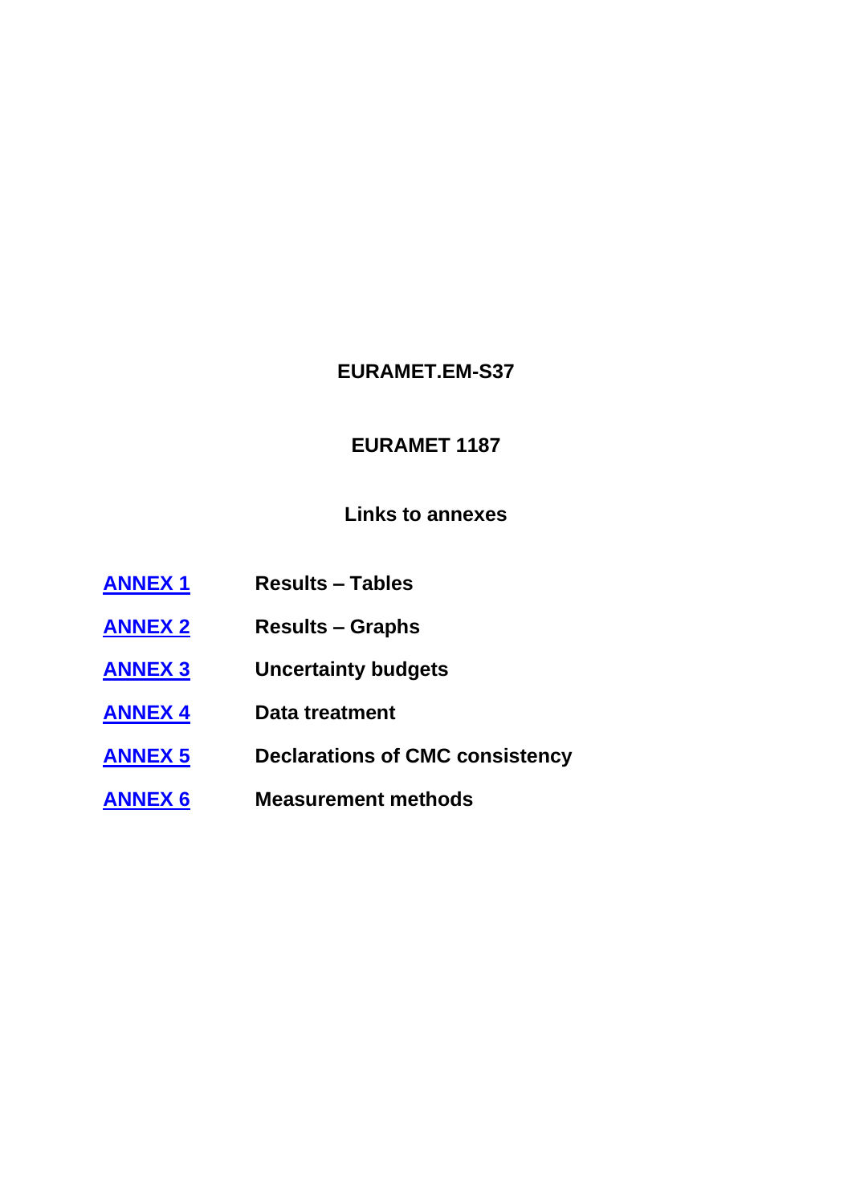**EURAMET.EM-S37**

**EURAMET 1187**

**Links to annexes**

| | |
|---|---|
| **ANNEX 1** | **Results – Tables** |
| **ANNEX 2** | **Results – Graphs** |
| **ANNEX 3** | **Uncertainty budgets** |
| **ANNEX 4** | **Data treatment** |
| **ANNEX 5** | **Declarations of CMC consistency** |
| **ANNEX 6** | **Measurement methods** |